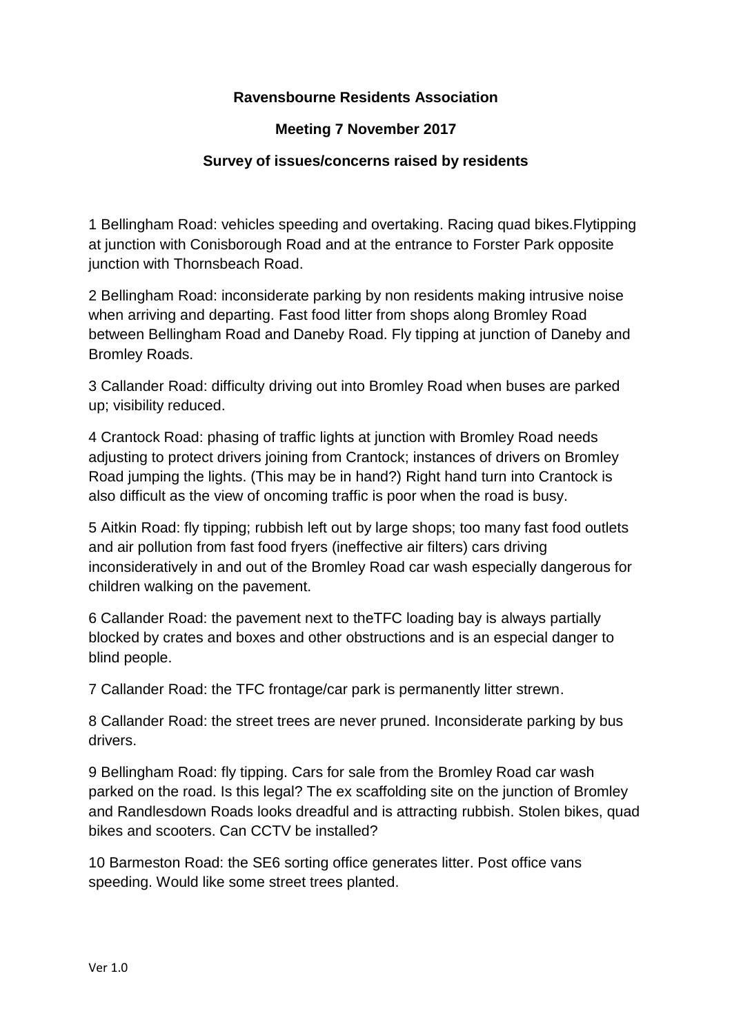**Ravensbourne Residents Association**

**Meeting 7 November 2017**

**Survey of issues/concerns raised by residents**

1 Bellingham Road: vehicles speeding and overtaking. Racing quad bikes.Flytipping at junction with Conisborough Road and at the entrance to Forster Park opposite junction with Thornsbeach Road.

2 Bellingham Road: inconsiderate parking by non residents making intrusive noise when arriving and departing. Fast food litter from shops along Bromley Road between Bellingham Road and Daneby Road. Fly tipping at junction of Daneby and Bromley Roads.

3 Callander Road: difficulty driving out into Bromley Road when buses are parked up; visibility reduced.

4 Crantock Road: phasing of traffic lights at junction with Bromley Road needs adjusting to protect drivers joining from Crantock; instances of drivers on Bromley Road jumping the lights. (This may be in hand?) Right hand turn into Crantock is also difficult as the view of oncoming traffic is poor when the road is busy.

5 Aitkin Road: fly tipping; rubbish left out by large shops; too many fast food outlets and air pollution from fast food fryers (ineffective air filters) cars driving inconsideratively in and out of the Bromley Road car wash especially dangerous for children walking on the pavement.

6 Callander Road: the pavement next to theTFC loading bay is always partially blocked by crates and boxes and other obstructions and is an especial danger to blind people.

7 Callander Road: the TFC frontage/car park is permanently litter strewn.

8 Callander Road: the street trees are never pruned. Inconsiderate parking by bus drivers.

9 Bellingham Road: fly tipping. Cars for sale from the Bromley Road car wash parked on the road. Is this legal? The ex scaffolding site on the junction of Bromley and Randlesdown Roads looks dreadful and is attracting rubbish. Stolen bikes, quad bikes and scooters. Can CCTV be installed?

10 Barmeston Road: the SE6 sorting office generates litter. Post office vans speeding. Would like some street trees planted.

Ver 1.0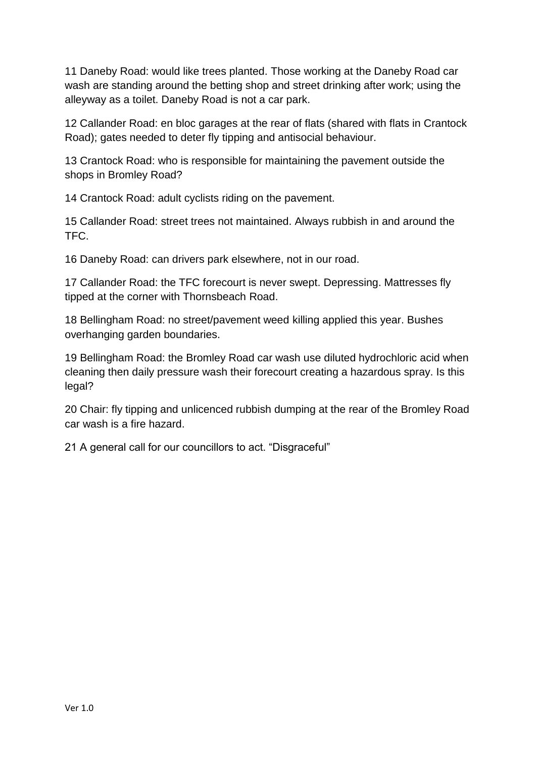11 Daneby Road: would like trees planted. Those working at the Daneby Road car wash are standing around the betting shop and street drinking after work; using the alleyway as a toilet. Daneby Road is not a car park.

12 Callander Road: en bloc garages at the rear of flats (shared with flats in Crantock Road); gates needed to deter fly tipping and antisocial behaviour.

13 Crantock Road: who is responsible for maintaining the pavement outside the shops in Bromley Road?

14 Crantock Road: adult cyclists riding on the pavement.

15 Callander Road: street trees not maintained. Always rubbish in and around the TFC.

16 Daneby Road: can drivers park elsewhere, not in our road.

17 Callander Road: the TFC forecourt is never swept. Depressing. Mattresses fly tipped at the corner with Thornsbeach Road.

18 Bellingham Road: no street/pavement weed killing applied this year. Bushes overhanging garden boundaries.

19 Bellingham Road: the Bromley Road car wash use diluted hydrochloric acid when cleaning then daily pressure wash their forecourt creating a hazardous spray. Is this legal?

20 Chair: fly tipping and unlicenced rubbish dumping at the rear of the Bromley Road car wash is a fire hazard.

21 A general call for our councillors to act. "Disgraceful"

Ver 1.0